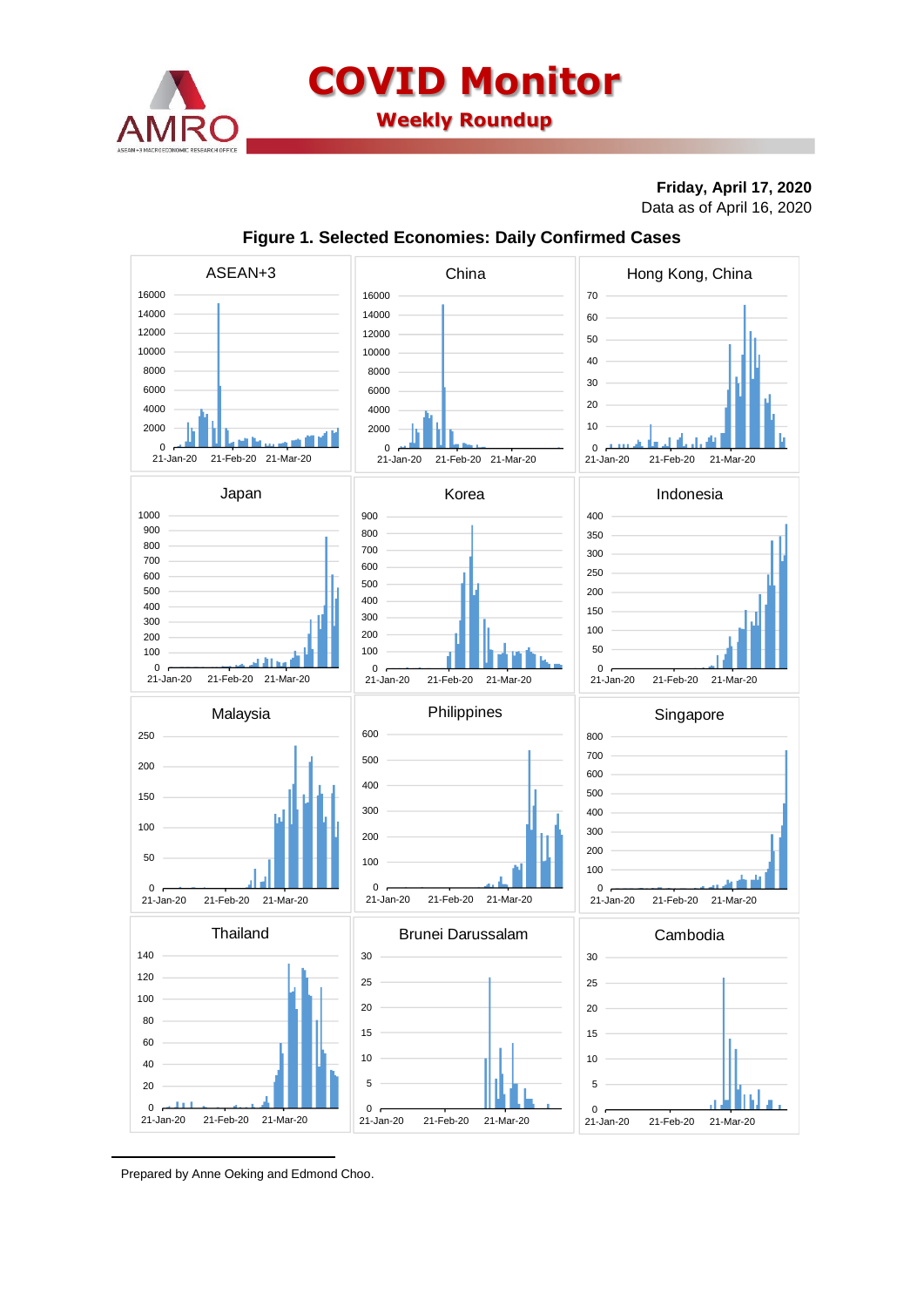# COVID Monitor

## Weekly Roundup

**Friday, April 17, 2020**
Data as of April 16, 2020

**Figure 1. Selected Economies: Daily Confirmed Cases**

Prepared by Anne Oeking and Edmond Choo.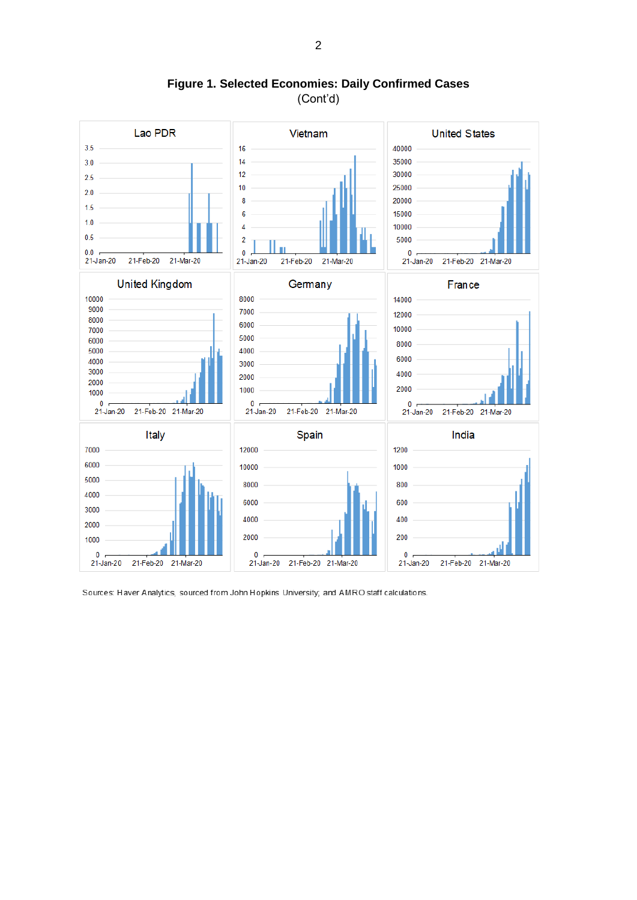**Figure 1. Selected Economies: Daily Confirmed Cases**
(Cont'd)

Sources: Haver Analytics, sourced from John Hopkins University; and AMRO staff calculations.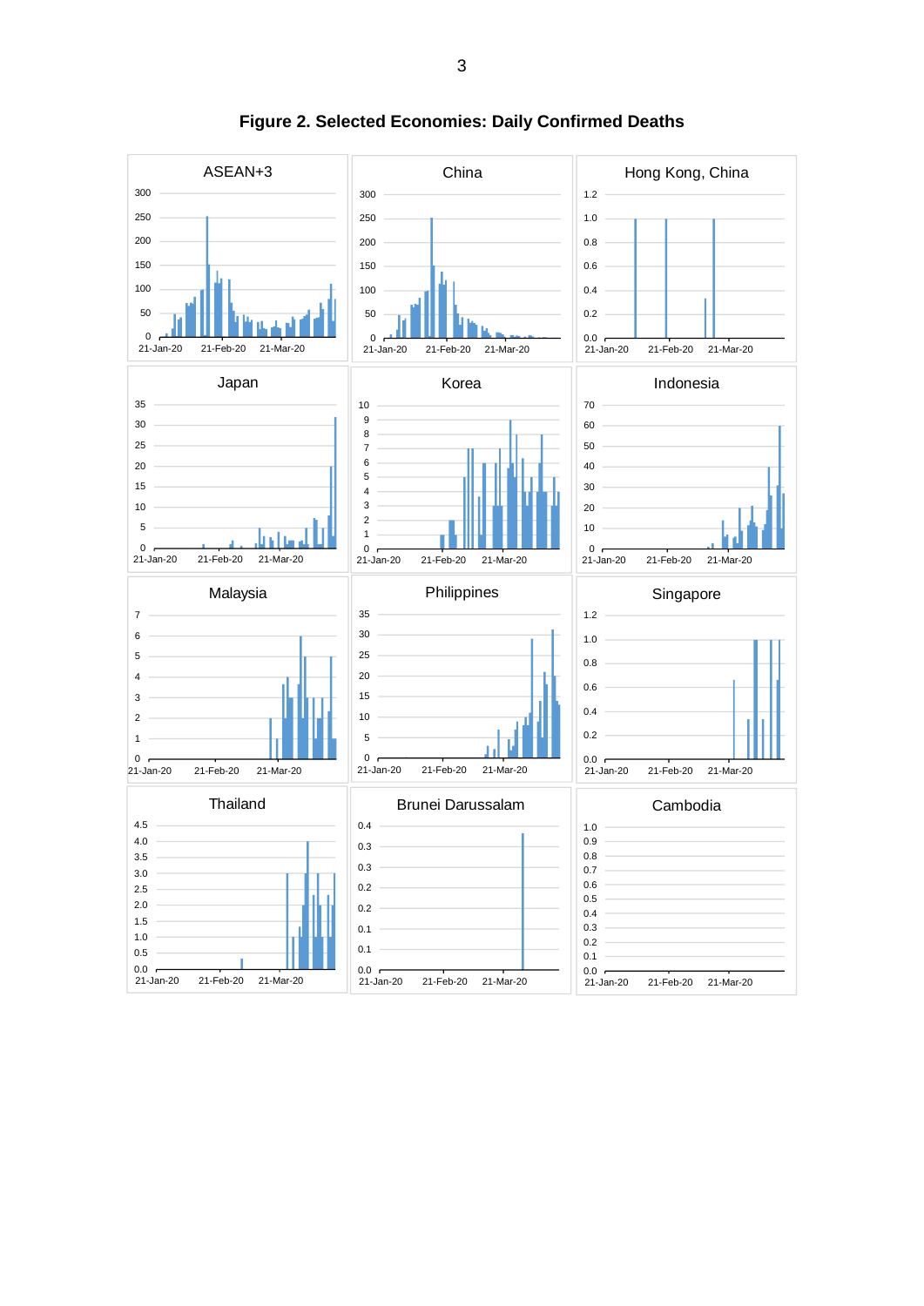**Figure 2. Selected Economies: Daily Confirmed Deaths**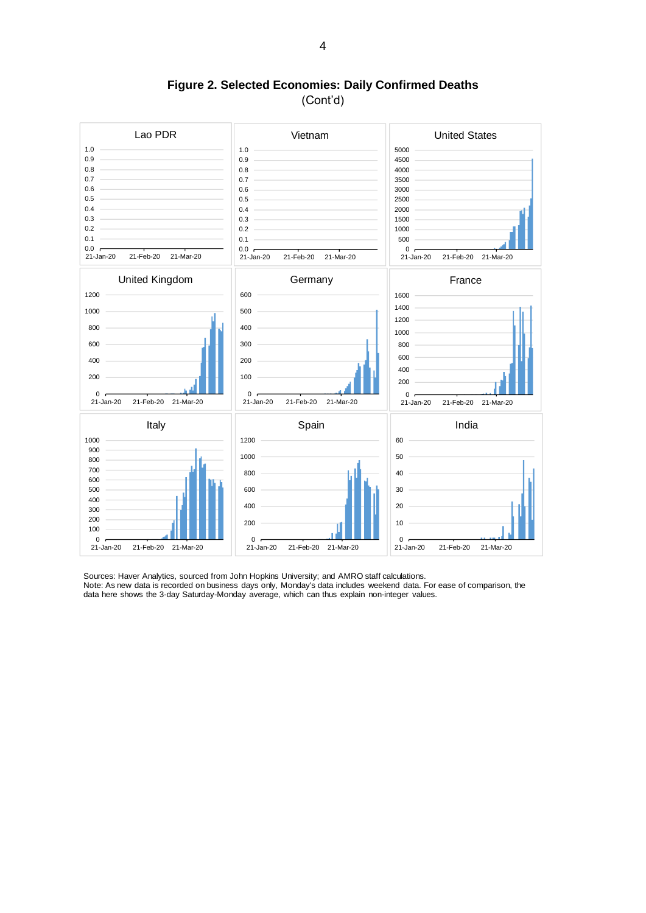**Figure 2. Selected Economies: Daily Confirmed Deaths**
(Cont'd)

Sources: Haver Analytics, sourced from John Hopkins University; and AMRO staff calculations.
Note: As new data is recorded on business days only, Monday's data includes weekend data. For ease of comparison, the data here shows the 3-day Saturday-Monday average, which can thus explain non-integer values.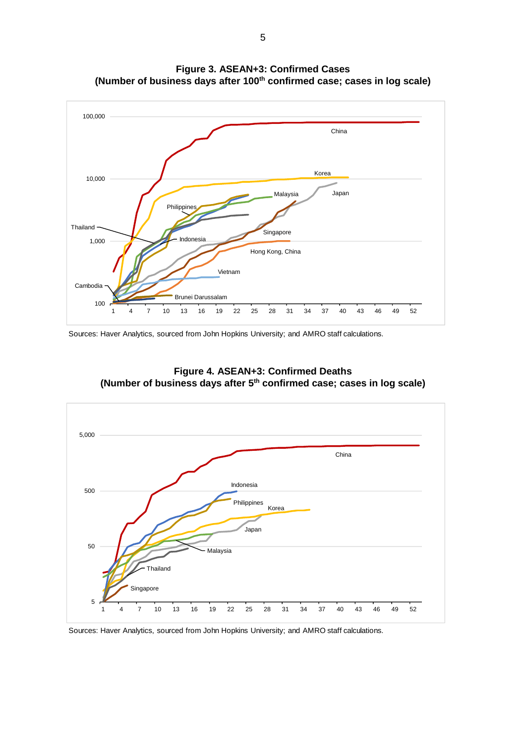**Figure 3. ASEAN+3: Confirmed Cases (Number of business days after 100th confirmed case; cases in log scale)**

Sources: Haver Analytics, sourced from John Hopkins University; and AMRO staff calculations.

**Figure 4. ASEAN+3: Confirmed Deaths (Number of business days after 5th confirmed case; cases in log scale)**

Sources: Haver Analytics, sourced from John Hopkins University; and AMRO staff calculations.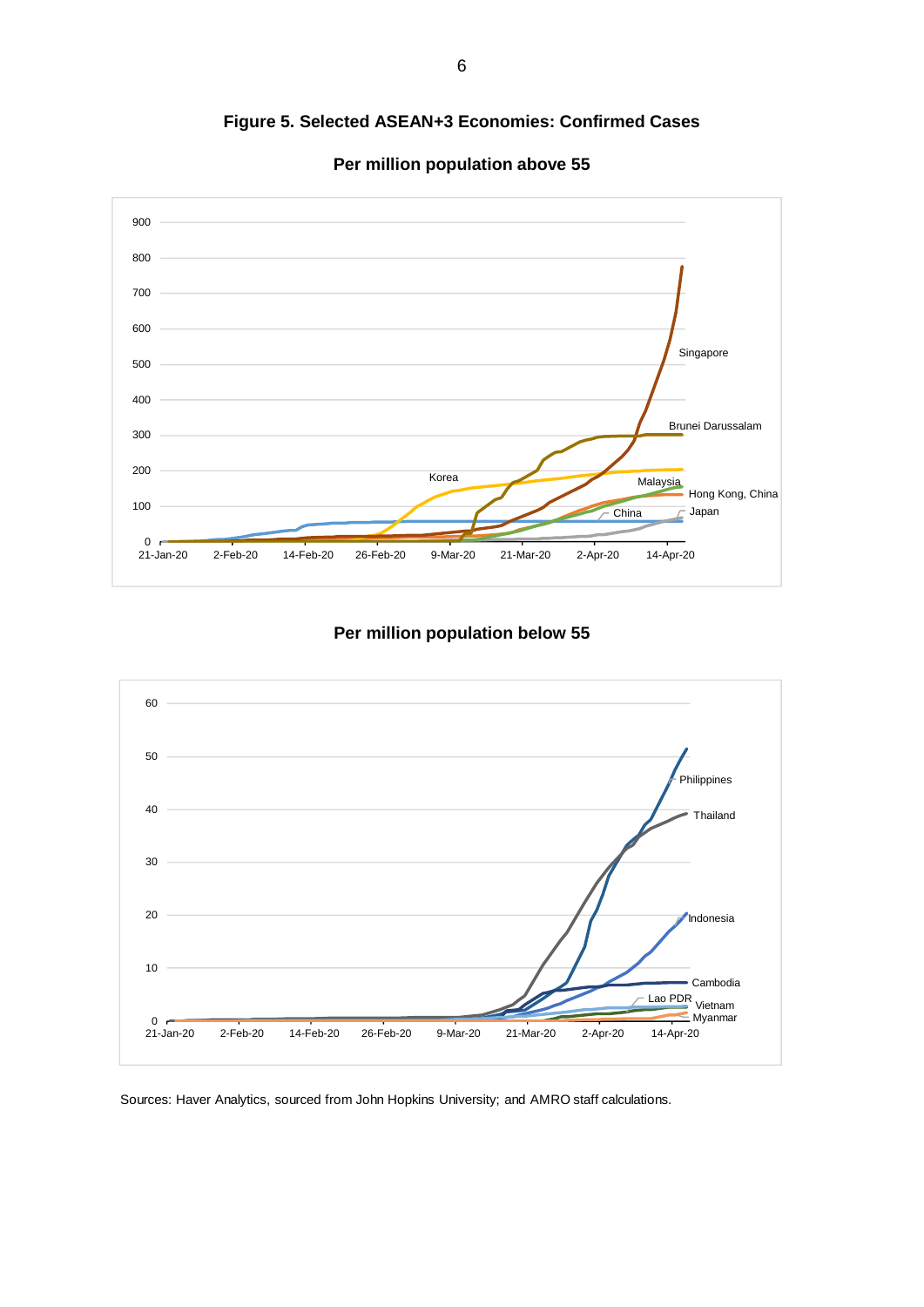**Figure 5. Selected ASEAN+3 Economies: Confirmed Cases**

**Per million population above 55**

**Per million population below 55**

Sources: Haver Analytics, sourced from John Hopkins University; and AMRO staff calculations.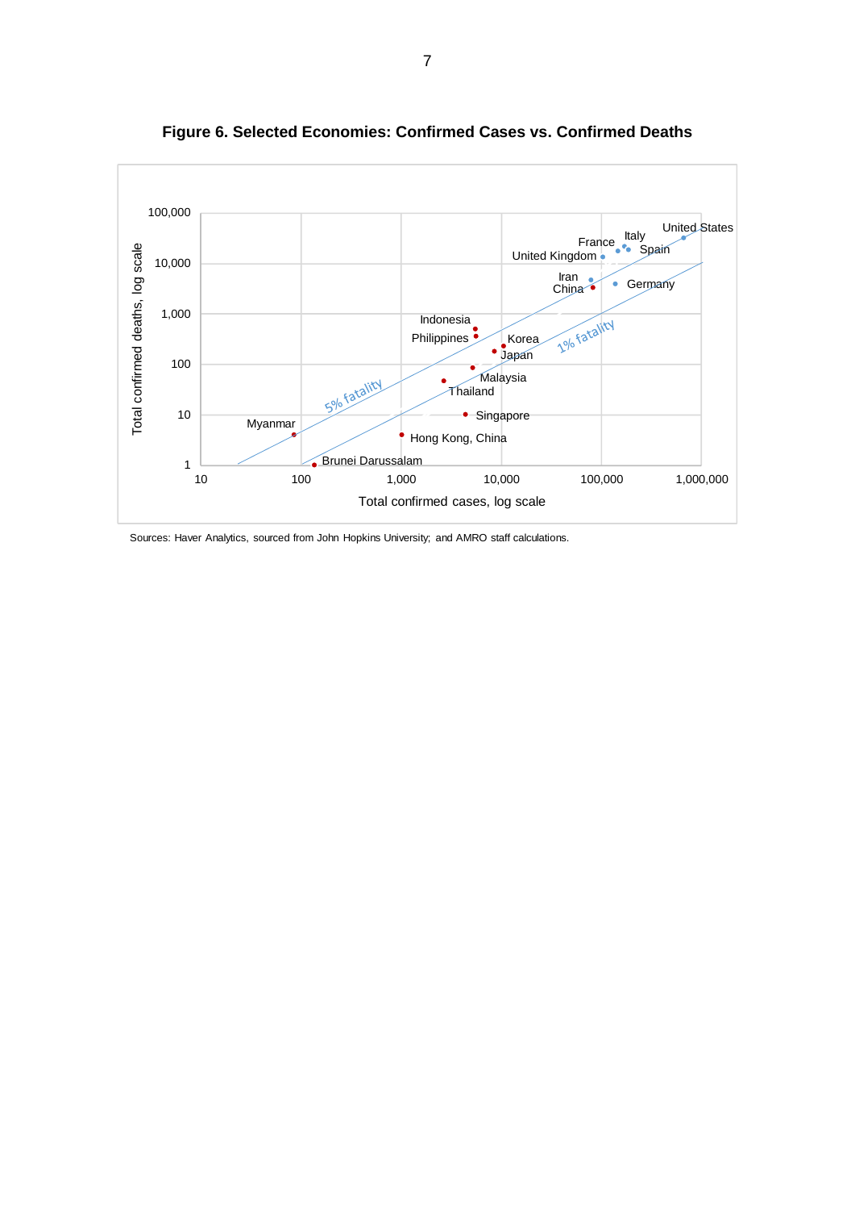**Figure 6. Selected Economies: Confirmed Cases vs. Confirmed Deaths**

Sources: Haver Analytics, sourced from John Hopkins University; and AMRO staff calculations.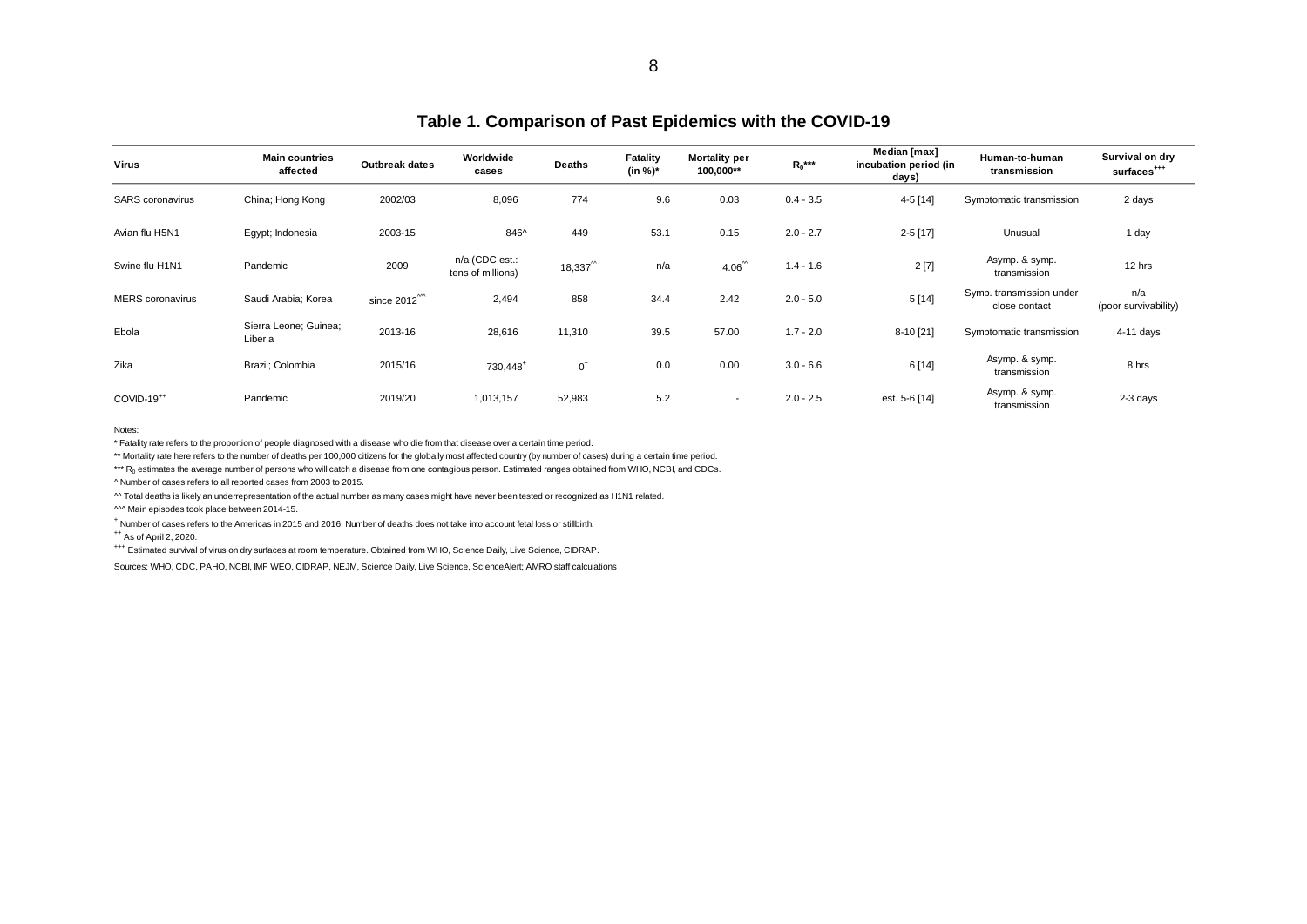## Table 1. Comparison of Past Epidemics with the COVID-19

| Virus | Main countries affected | Outbreak dates | Worldwide cases | Deaths | Fatality (in %)* | Mortality per 100,000** | $R_0$*** | Median [max] incubation period (in days) | Human-to-human transmission | Survival on dry surfaces+++ |
|---|---|---|---|---|---|---|---|---|---|---|
| SARS coronavirus | China; Hong Kong | 2002/03 | 8,096 | 774 | 9.6 | 0.03 | 0.4 - 3.5 | 4-5 [14] | Symptomatic transmission | 2 days |
| Avian flu H5N1 | Egypt; Indonesia | 2003-15 | 846^ | 449 | 53.1 | 0.15 | 2.0 - 2.7 | 2-5 [17] | Unusual | 1 day |
| Swine flu H1N1 | Pandemic | 2009 | n/a (CDC est.: tens of millions) | 18,337^^ | n/a | 4.06^^ | 1.4 - 1.6 | 2 [7] | Asymp. & symp. transmission | 12 hrs |
| MERS coronavirus | Saudi Arabia; Korea | since 2012^^^ | 2,494 | 858 | 34.4 | 2.42 | 2.0 - 5.0 | 5 [14] | Symp. transmission under close contact | n/a (poor survivability) |
| Ebola | Sierra Leone; Guinea; Liberia | 2013-16 | 28,616 | 11,310 | 39.5 | 57.00 | 1.7 - 2.0 | 8-10 [21] | Symptomatic transmission | 4-11 days |
| Zika | Brazil; Colombia | 2015/16 | 730,448+ | 0+ | 0.0 | 0.00 | 3.0 - 6.6 | 6 [14] | Asymp. & symp. transmission | 8 hrs |
| COVID-19++ | Pandemic | 2019/20 | 1,013,157 | 52,983 | 5.2 | - | 2.0 - 2.5 | est. 5-6 [14] | Asymp. & symp. transmission | 2-3 days |

Notes:

* Fatality rate refers to the proportion of people diagnosed with a disease who die from that disease over a certain time period.

** Mortality rate here refers to the number of deaths per 100,000 citizens for the globally most affected country (by number of cases) during a certain time period.

*** $R_0$ estimates the average number of persons who will catch a disease from one contagious person. Estimated ranges obtained from WHO, NCBI, and CDCs.

^ Number of cases refers to all reported cases from 2003 to 2015.

^^ Total deaths is likely an underrepresentation of the actual number as many cases might have never been tested or recognized as H1N1 related.

^^^ Main episodes took place between 2014-15.

+ Number of cases refers to the Americas in 2015 and 2016. Number of deaths does not take into account fetal loss or stillbirth.

++ As of April 2, 2020.

+++ Estimated survival of virus on dry surfaces at room temperature. Obtained from WHO, Science Daily, Live Science, CIDRAP.

Sources: WHO, CDC, PAHO, NCBI, IMF WEO, CIDRAP, NEJM, Science Daily, Live Science, ScienceAlert; AMRO staff calculations